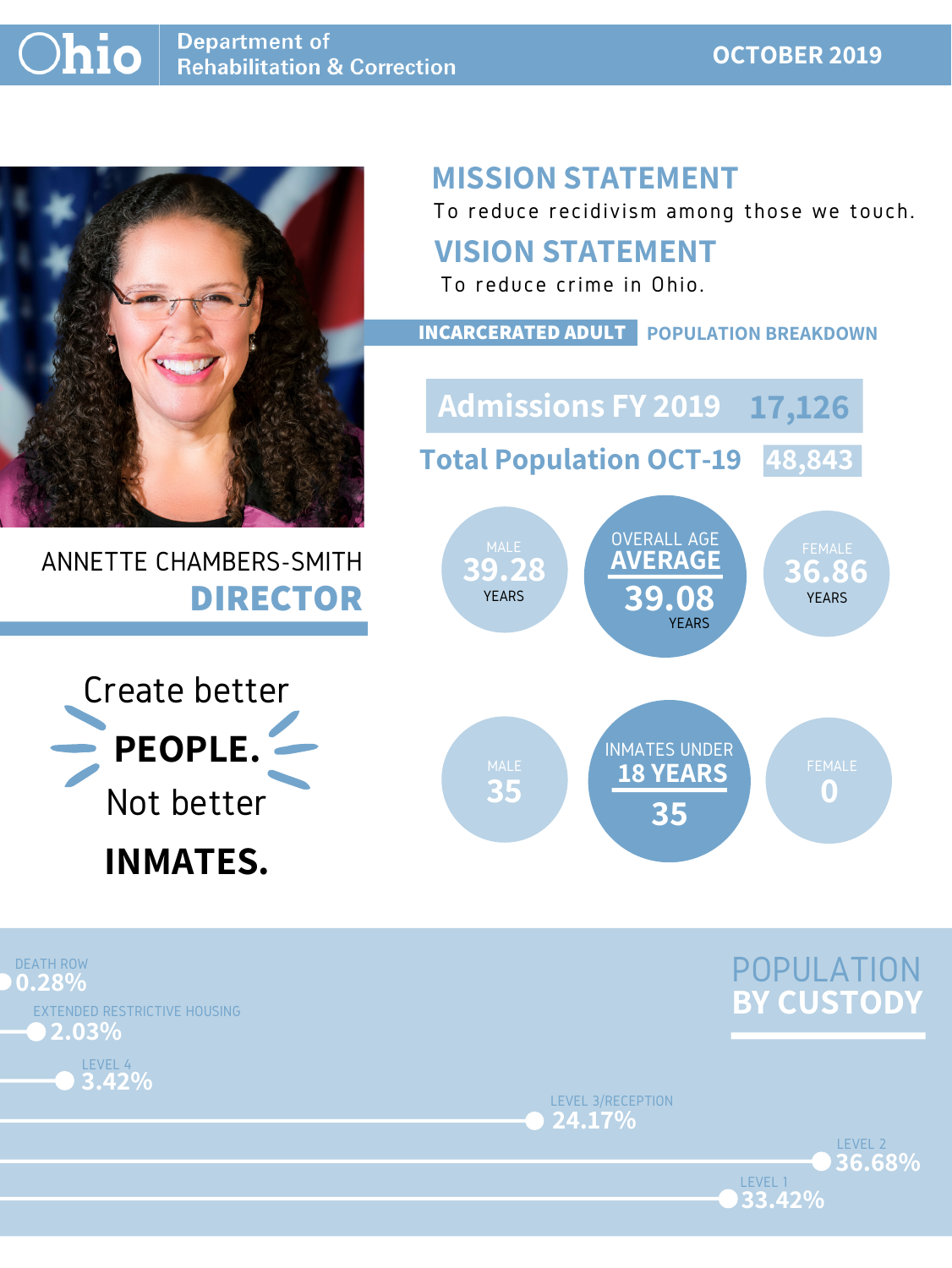# Ohio Department of Rehabilitation & Correction

**OCTOBER 2019**

## MISSION STATEMENT

To reduce recidivism among those we touch.

## VISION STATEMENT

To reduce crime in Ohio.

ANNETTE CHAMBERS-SMITH

**DIRECTOR**

Create better **PEOPLE.** Not better **INMATES.**

## INCARCERATED ADULT POPULATION BREAKDOWN

**Admissions FY 2019** 17,126

**Total Population OCT-19** 48,843

| | |
|---|---|
| MALE | 39.28 YEARS |
| OVERALL AGE AVERAGE | 39.08 YEARS |
| FEMALE | 36.86 YEARS |

| | |
|---|---|
| MALE | 35 |
| INMATES UNDER 18 YEARS | 35 |
| FEMALE | 0 |

## POPULATION BY CUSTODY

| Custody | Percentage |
|---|---|
| DEATH ROW | 0.28% |
| EXTENDED RESTRICTIVE HOUSING | 2.03% |
| LEVEL 4 | 3.42% |
| LEVEL 3/RECEPTION | 24.17% |
| LEVEL 2 | 36.68% |
| LEVEL 1 | 33.42% |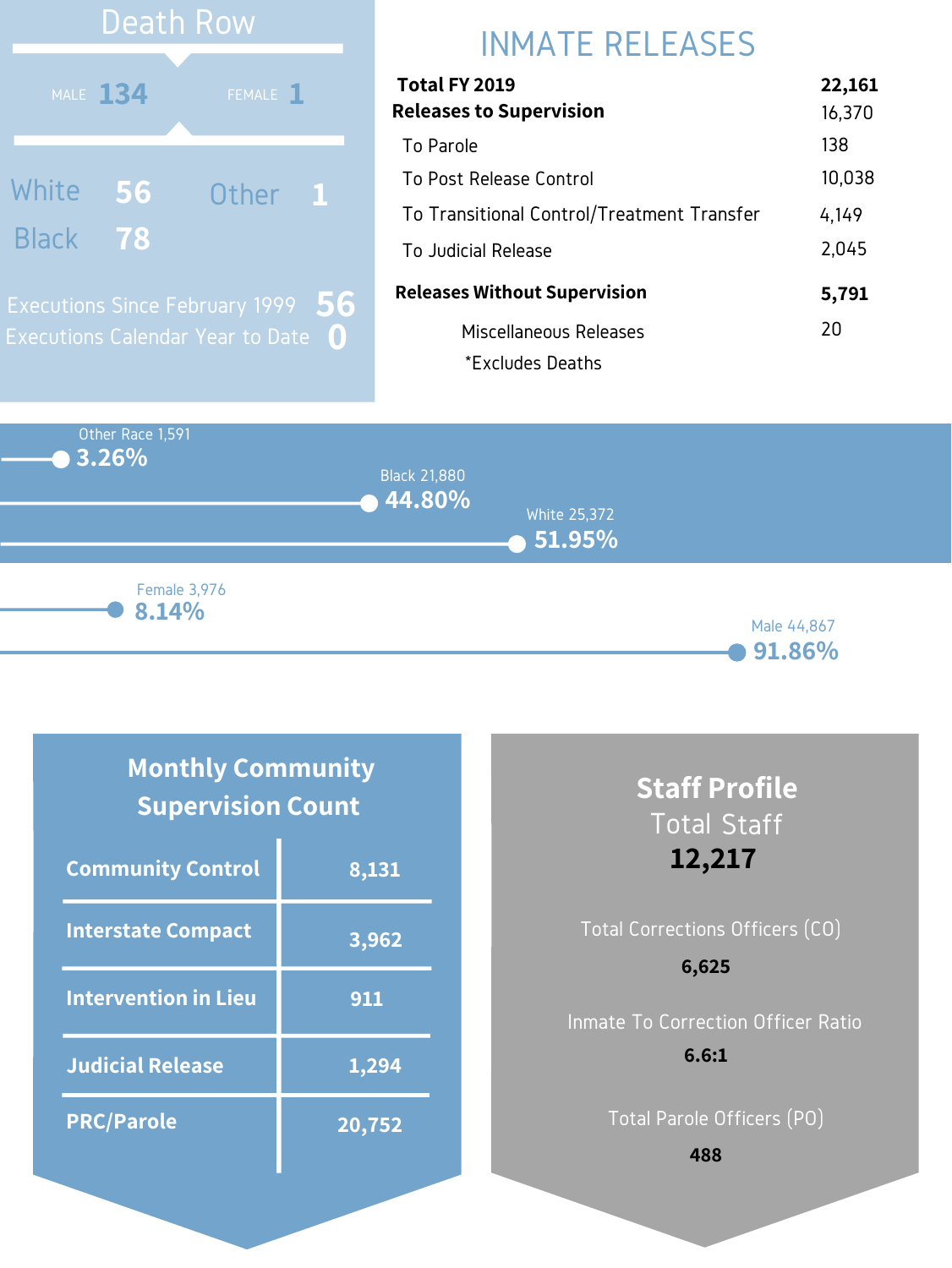## Death Row

| MALE | FEMALE |
|---|---|
| 134 | 1 |

| | | | |
|---|---|---|---|
| White | 56 | Other | 1 |
| Black | 78 | | |

Executions Since February 1999 **56**

Executions Calendar Year to Date **0**

## INMATE RELEASES

| | |
|---|---|
| **Total FY 2019** | **22,161** |
| **Releases to Supervision** | 16,370 |
| To Parole | 138 |
| To Post Release Control | 10,038 |
| To Transitional Control/Treatment Transfer | 4,149 |
| To Judicial Release | 2,045 |
| **Releases Without Supervision** | **5,791** |
| Miscellaneous Releases | 20 |

*Excludes Deaths

Other Race 1,591 **3.26%**

Black 21,880 **44.80%**

White 25,372 **51.95%**

Female 3,976 **8.14%**

Male 44,867 **91.86%**

## Monthly Community Supervision Count

| | |
|---|---|
| **Community Control** | **8,131** |
| **Interstate Compact** | **3,962** |
| **Intervention in Lieu** | **911** |
| **Judicial Release** | **1,294** |
| **PRC/Parole** | **20,752** |

## Staff Profile

Total Staff

**12,217**

Total Corrections Officers (CO)

**6,625**

Inmate To Correction Officer Ratio

**6.6:1**

Total Parole Officers (PO)

**488**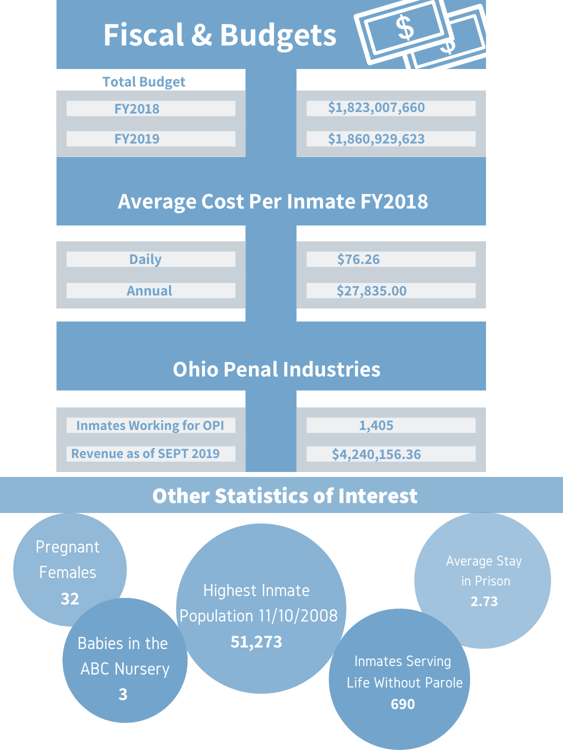# Fiscal & Budgets

| Total Budget | |
|---|---|
| FY2018 | $1,823,007,660 |
| FY2019 | $1,860,929,623 |

## Average Cost Per Inmate FY2018

| | |
|---|---|
| Daily | $76.26 |
| Annual | $27,835.00 |

## Ohio Penal Industries

| | |
|---|---|
| Inmates Working for OPI | 1,405 |
| Revenue as of SEPT 2019 | $4,240,156.36 |

## Other Statistics of Interest

Pregnant Females
**32**

Babies in the ABC Nursery
**3**

Highest Inmate Population 11/10/2008
**51,273**

Inmates Serving Life Without Parole
**690**

Average Stay in Prison
**2.73**